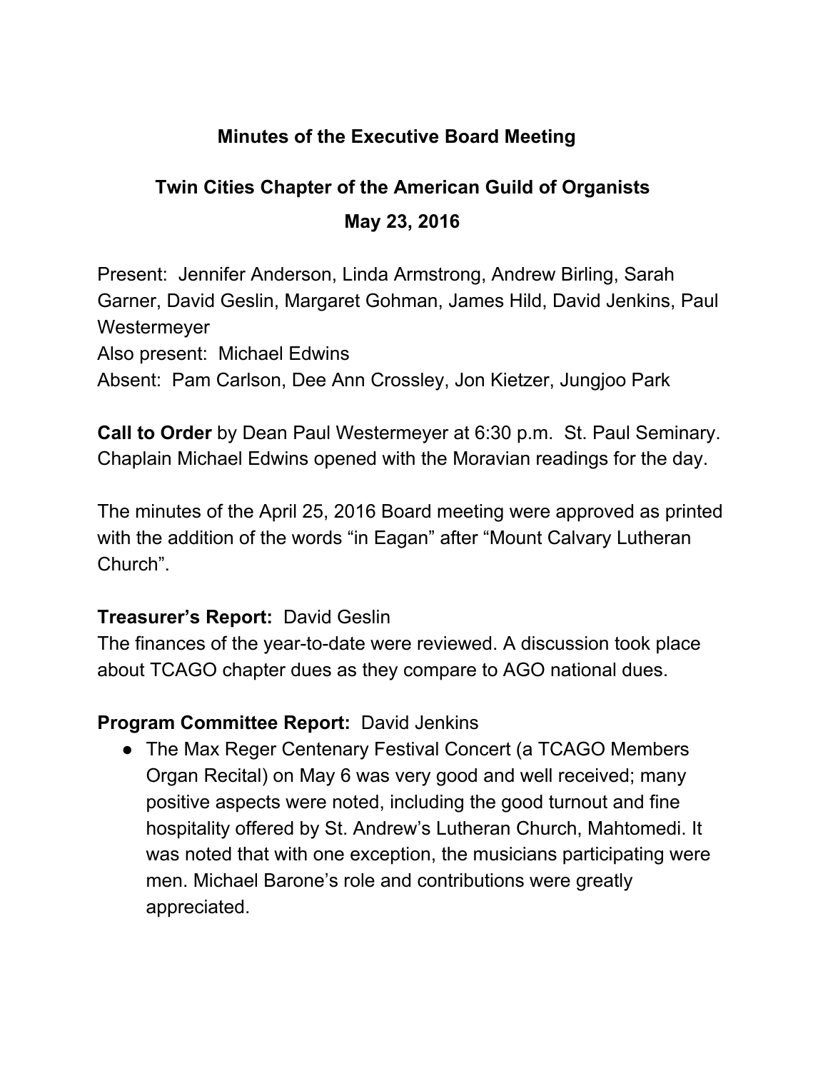**Minutes of the Executive Board Meeting**

**Twin Cities Chapter of the American Guild of Organists**

**May 23, 2016**

Present: Jennifer Anderson, Linda Armstrong, Andrew Birling, Sarah Garner, David Geslin, Margaret Gohman, James Hild, David Jenkins, Paul Westermeyer
Also present: Michael Edwins
Absent: Pam Carlson, Dee Ann Crossley, Jon Kietzer, Jungjoo Park

**Call to Order** by Dean Paul Westermeyer at 6:30 p.m. St. Paul Seminary. Chaplain Michael Edwins opened with the Moravian readings for the day.

The minutes of the April 25, 2016 Board meeting were approved as printed with the addition of the words "in Eagan" after "Mount Calvary Lutheran Church".

**Treasurer's Report:** David Geslin
The finances of the year-to-date were reviewed. A discussion took place about TCAGO chapter dues as they compare to AGO national dues.

**Program Committee Report:** David Jenkins

- The Max Reger Centenary Festival Concert (a TCAGO Members Organ Recital) on May 6 was very good and well received; many positive aspects were noted, including the good turnout and fine hospitality offered by St. Andrew's Lutheran Church, Mahtomedi. It was noted that with one exception, the musicians participating were men. Michael Barone's role and contributions were greatly appreciated.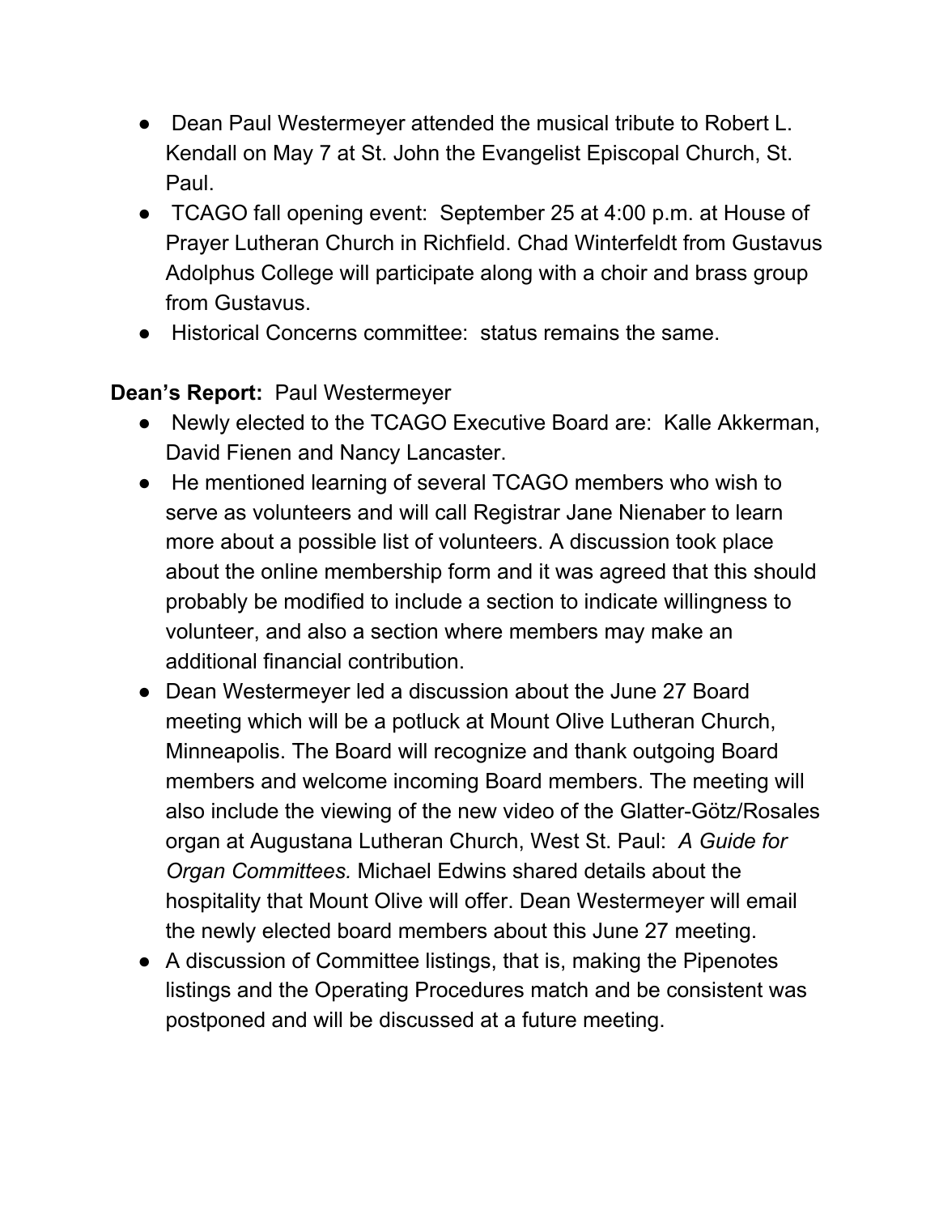- Dean Paul Westermeyer attended the musical tribute to Robert L. Kendall on May 7 at St. John the Evangelist Episcopal Church, St. Paul.
- TCAGO fall opening event: September 25 at 4:00 p.m. at House of Prayer Lutheran Church in Richfield. Chad Winterfeldt from Gustavus Adolphus College will participate along with a choir and brass group from Gustavus.
- Historical Concerns committee: status remains the same.

**Dean's Report:** Paul Westermeyer

- Newly elected to the TCAGO Executive Board are: Kalle Akkerman, David Fienen and Nancy Lancaster.
- He mentioned learning of several TCAGO members who wish to serve as volunteers and will call Registrar Jane Nienaber to learn more about a possible list of volunteers. A discussion took place about the online membership form and it was agreed that this should probably be modified to include a section to indicate willingness to volunteer, and also a section where members may make an additional financial contribution.
- Dean Westermeyer led a discussion about the June 27 Board meeting which will be a potluck at Mount Olive Lutheran Church, Minneapolis. The Board will recognize and thank outgoing Board members and welcome incoming Board members. The meeting will also include the viewing of the new video of the Glatter-Götz/Rosales organ at Augustana Lutheran Church, West St. Paul: *A Guide for Organ Committees.* Michael Edwins shared details about the hospitality that Mount Olive will offer. Dean Westermeyer will email the newly elected board members about this June 27 meeting.
- A discussion of Committee listings, that is, making the Pipenotes listings and the Operating Procedures match and be consistent was postponed and will be discussed at a future meeting.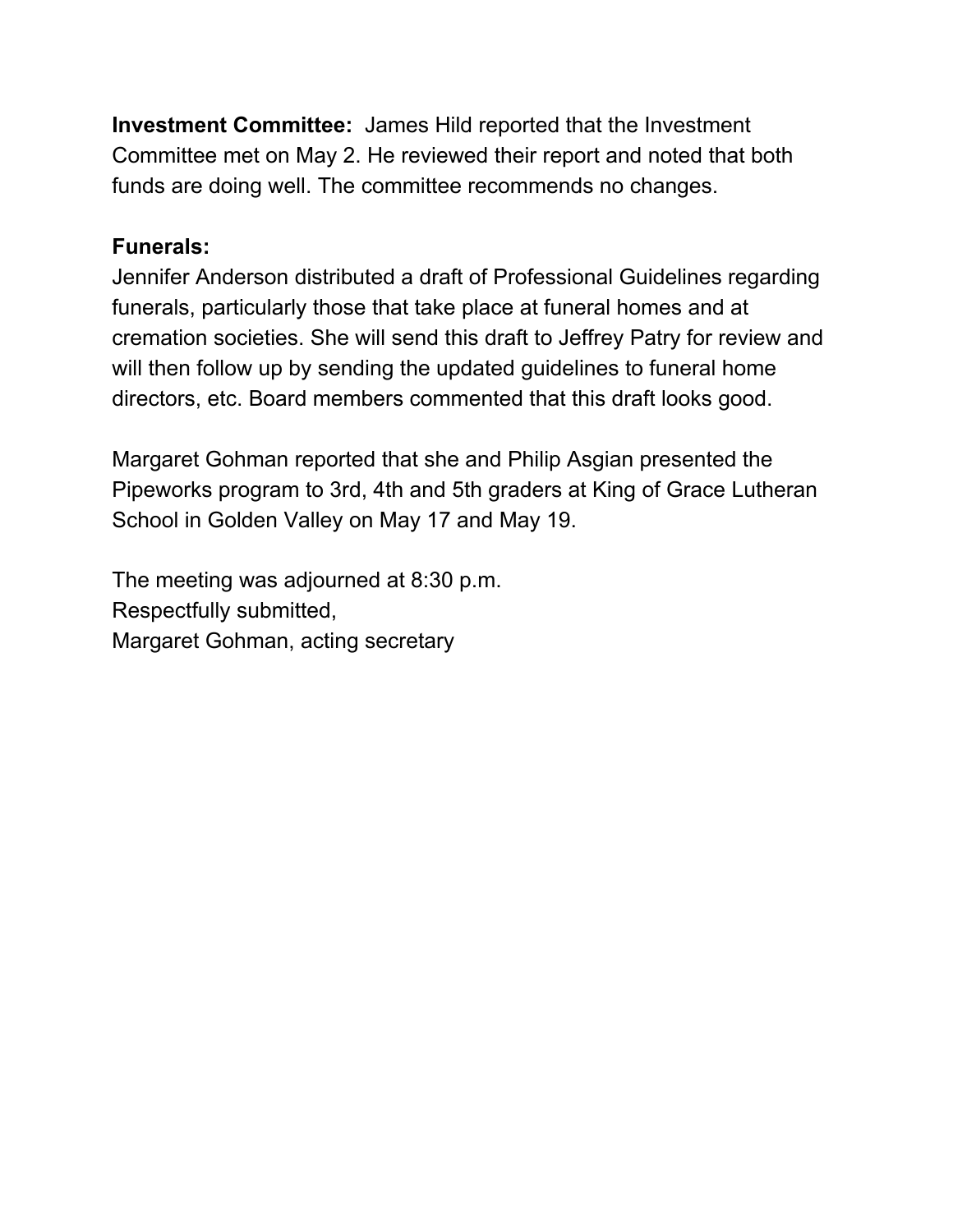**Investment Committee:** James Hild reported that the Investment Committee met on May 2. He reviewed their report and noted that both funds are doing well. The committee recommends no changes.

**Funerals:**
Jennifer Anderson distributed a draft of Professional Guidelines regarding funerals, particularly those that take place at funeral homes and at cremation societies. She will send this draft to Jeffrey Patry for review and will then follow up by sending the updated guidelines to funeral home directors, etc. Board members commented that this draft looks good.

Margaret Gohman reported that she and Philip Asgian presented the Pipeworks program to 3rd, 4th and 5th graders at King of Grace Lutheran School in Golden Valley on May 17 and May 19.

The meeting was adjourned at 8:30 p.m.
Respectfully submitted,
Margaret Gohman, acting secretary